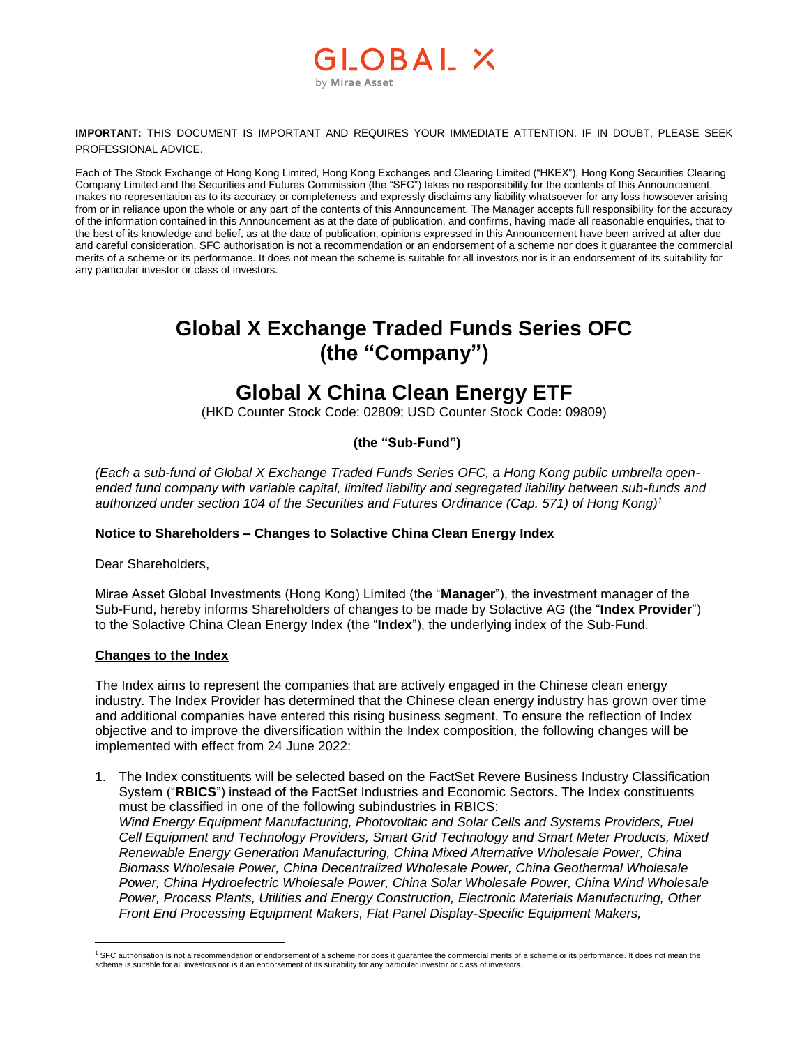GLOBAL X
by Mirae Asset

**IMPORTANT:** THIS DOCUMENT IS IMPORTANT AND REQUIRES YOUR IMMEDIATE ATTENTION. IF IN DOUBT, PLEASE SEEK PROFESSIONAL ADVICE.

Each of The Stock Exchange of Hong Kong Limited, Hong Kong Exchanges and Clearing Limited ("HKEX"), Hong Kong Securities Clearing Company Limited and the Securities and Futures Commission (the "SFC") takes no responsibility for the contents of this Announcement, makes no representation as to its accuracy or completeness and expressly disclaims any liability whatsoever for any loss howsoever arising from or in reliance upon the whole or any part of the contents of this Announcement. The Manager accepts full responsibility for the accuracy of the information contained in this Announcement as at the date of publication, and confirms, having made all reasonable enquiries, that to the best of its knowledge and belief, as at the date of publication, opinions expressed in this Announcement have been arrived at after due and careful consideration. SFC authorisation is not a recommendation or an endorsement of a scheme nor does it guarantee the commercial merits of a scheme or its performance. It does not mean the scheme is suitable for all investors nor is it an endorsement of its suitability for any particular investor or class of investors.

# Global X Exchange Traded Funds Series OFC (the "Company")

# Global X China Clean Energy ETF

(HKD Counter Stock Code: 02809; USD Counter Stock Code: 09809)

**(the "Sub-Fund")**

*(Each a sub-fund of Global X Exchange Traded Funds Series OFC, a Hong Kong public umbrella open-ended fund company with variable capital, limited liability and segregated liability between sub-funds and authorized under section 104 of the Securities and Futures Ordinance (Cap. 571) of Hong Kong)*[1]

**Notice to Shareholders – Changes to Solactive China Clean Energy Index**

Dear Shareholders,

Mirae Asset Global Investments (Hong Kong) Limited (the "**Manager**"), the investment manager of the Sub-Fund, hereby informs Shareholders of changes to be made by Solactive AG (the "**Index Provider**") to the Solactive China Clean Energy Index (the "**Index**"), the underlying index of the Sub-Fund.

**Changes to the Index**

The Index aims to represent the companies that are actively engaged in the Chinese clean energy industry. The Index Provider has determined that the Chinese clean energy industry has grown over time and additional companies have entered this rising business segment. To ensure the reflection of Index objective and to improve the diversification within the Index composition, the following changes will be implemented with effect from 24 June 2022:

1. The Index constituents will be selected based on the FactSet Revere Business Industry Classification System ("**RBICS**") instead of the FactSet Industries and Economic Sectors. The Index constituents must be classified in one of the following subindustries in RBICS:
   *Wind Energy Equipment Manufacturing, Photovoltaic and Solar Cells and Systems Providers, Fuel Cell Equipment and Technology Providers, Smart Grid Technology and Smart Meter Products, Mixed Renewable Energy Generation Manufacturing, China Mixed Alternative Wholesale Power, China Biomass Wholesale Power, China Decentralized Wholesale Power, China Geothermal Wholesale Power, China Hydroelectric Wholesale Power, China Solar Wholesale Power, China Wind Wholesale Power, Process Plants, Utilities and Energy Construction, Electronic Materials Manufacturing, Other Front End Processing Equipment Makers, Flat Panel Display-Specific Equipment Makers,*

[1] SFC authorisation is not a recommendation or endorsement of a scheme nor does it guarantee the commercial merits of a scheme or its performance. It does not mean the scheme is suitable for all investors nor is it an endorsement of its suitability for any particular investor or class of investors.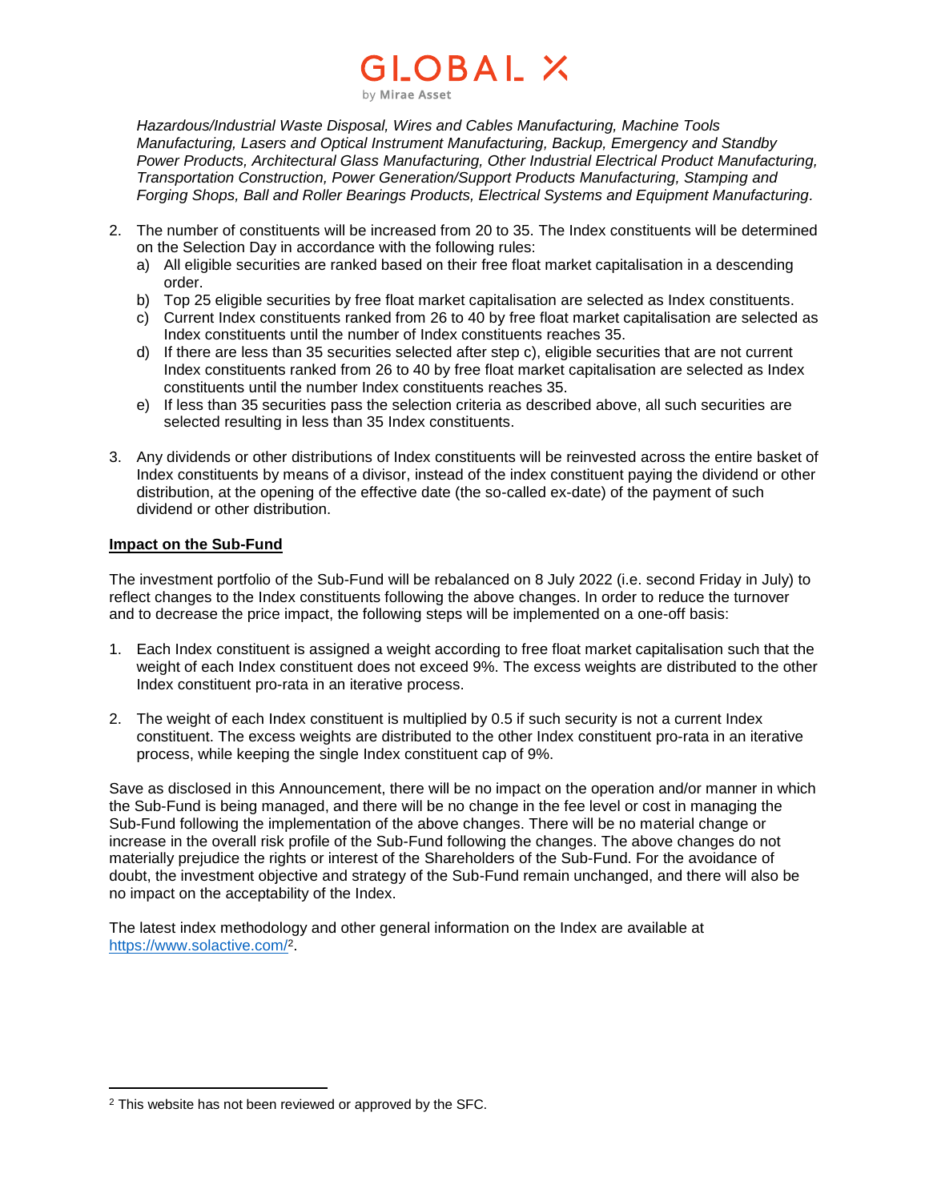*Hazardous/Industrial Waste Disposal, Wires and Cables Manufacturing, Machine Tools Manufacturing, Lasers and Optical Instrument Manufacturing, Backup, Emergency and Standby Power Products, Architectural Glass Manufacturing, Other Industrial Electrical Product Manufacturing, Transportation Construction, Power Generation/Support Products Manufacturing, Stamping and Forging Shops, Ball and Roller Bearings Products, Electrical Systems and Equipment Manufacturing.*

2. The number of constituents will be increased from 20 to 35. The Index constituents will be determined on the Selection Day in accordance with the following rules:
   a) All eligible securities are ranked based on their free float market capitalisation in a descending order.
   b) Top 25 eligible securities by free float market capitalisation are selected as Index constituents.
   c) Current Index constituents ranked from 26 to 40 by free float market capitalisation are selected as Index constituents until the number of Index constituents reaches 35.
   d) If there are less than 35 securities selected after step c), eligible securities that are not current Index constituents ranked from 26 to 40 by free float market capitalisation are selected as Index constituents until the number Index constituents reaches 35.
   e) If less than 35 securities pass the selection criteria as described above, all such securities are selected resulting in less than 35 Index constituents.

3. Any dividends or other distributions of Index constituents will be reinvested across the entire basket of Index constituents by means of a divisor, instead of the index constituent paying the dividend or other distribution, at the opening of the effective date (the so-called ex-date) of the payment of such dividend or other distribution.

**Impact on the Sub-Fund**

The investment portfolio of the Sub-Fund will be rebalanced on 8 July 2022 (i.e. second Friday in July) to reflect changes to the Index constituents following the above changes. In order to reduce the turnover and to decrease the price impact, the following steps will be implemented on a one-off basis:

1. Each Index constituent is assigned a weight according to free float market capitalisation such that the weight of each Index constituent does not exceed 9%. The excess weights are distributed to the other Index constituent pro-rata in an iterative process.

2. The weight of each Index constituent is multiplied by 0.5 if such security is not a current Index constituent. The excess weights are distributed to the other Index constituent pro-rata in an iterative process, while keeping the single Index constituent cap of 9%.

Save as disclosed in this Announcement, there will be no impact on the operation and/or manner in which the Sub-Fund is being managed, and there will be no change in the fee level or cost in managing the Sub-Fund following the implementation of the above changes. There will be no material change or increase in the overall risk profile of the Sub-Fund following the changes. The above changes do not materially prejudice the rights or interest of the Shareholders of the Sub-Fund. For the avoidance of doubt, the investment objective and strategy of the Sub-Fund remain unchanged, and there will also be no impact on the acceptability of the Index.

The latest index methodology and other general information on the Index are available at https://www.solactive.com/[2].

[2] This website has not been reviewed or approved by the SFC.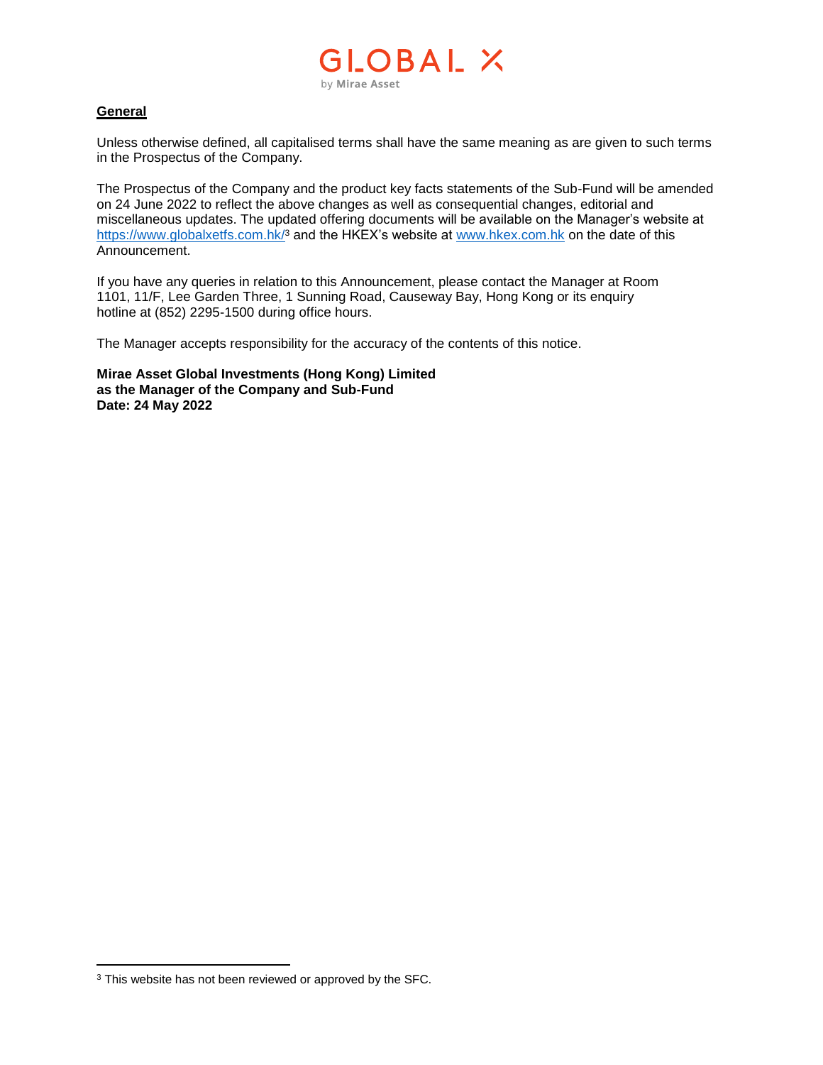**General**

Unless otherwise defined, all capitalised terms shall have the same meaning as are given to such terms in the Prospectus of the Company.

The Prospectus of the Company and the product key facts statements of the Sub-Fund will be amended on 24 June 2022 to reflect the above changes as well as consequential changes, editorial and miscellaneous updates. The updated offering documents will be available on the Manager's website at https://www.globalxetfs.com.hk/[3] and the HKEX's website at www.hkex.com.hk on the date of this Announcement.

If you have any queries in relation to this Announcement, please contact the Manager at Room 1101, 11/F, Lee Garden Three, 1 Sunning Road, Causeway Bay, Hong Kong or its enquiry hotline at (852) 2295-1500 during office hours.

The Manager accepts responsibility for the accuracy of the contents of this notice.

**Mirae Asset Global Investments (Hong Kong) Limited**
**as the Manager of the Company and Sub-Fund**
**Date: 24 May 2022**

[3] This website has not been reviewed or approved by the SFC.